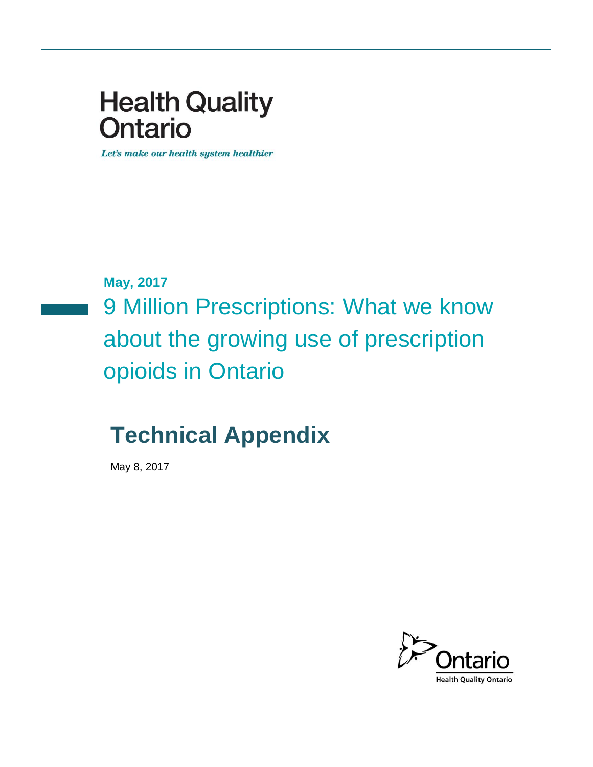Health Quality Ontario

*Let's make our health system healthier*

**May, 2017**

# 9 Million Prescriptions: What we know about the growing use of prescription opioids in Ontario

## Technical Appendix

May 8, 2017

Ontario
Health Quality Ontario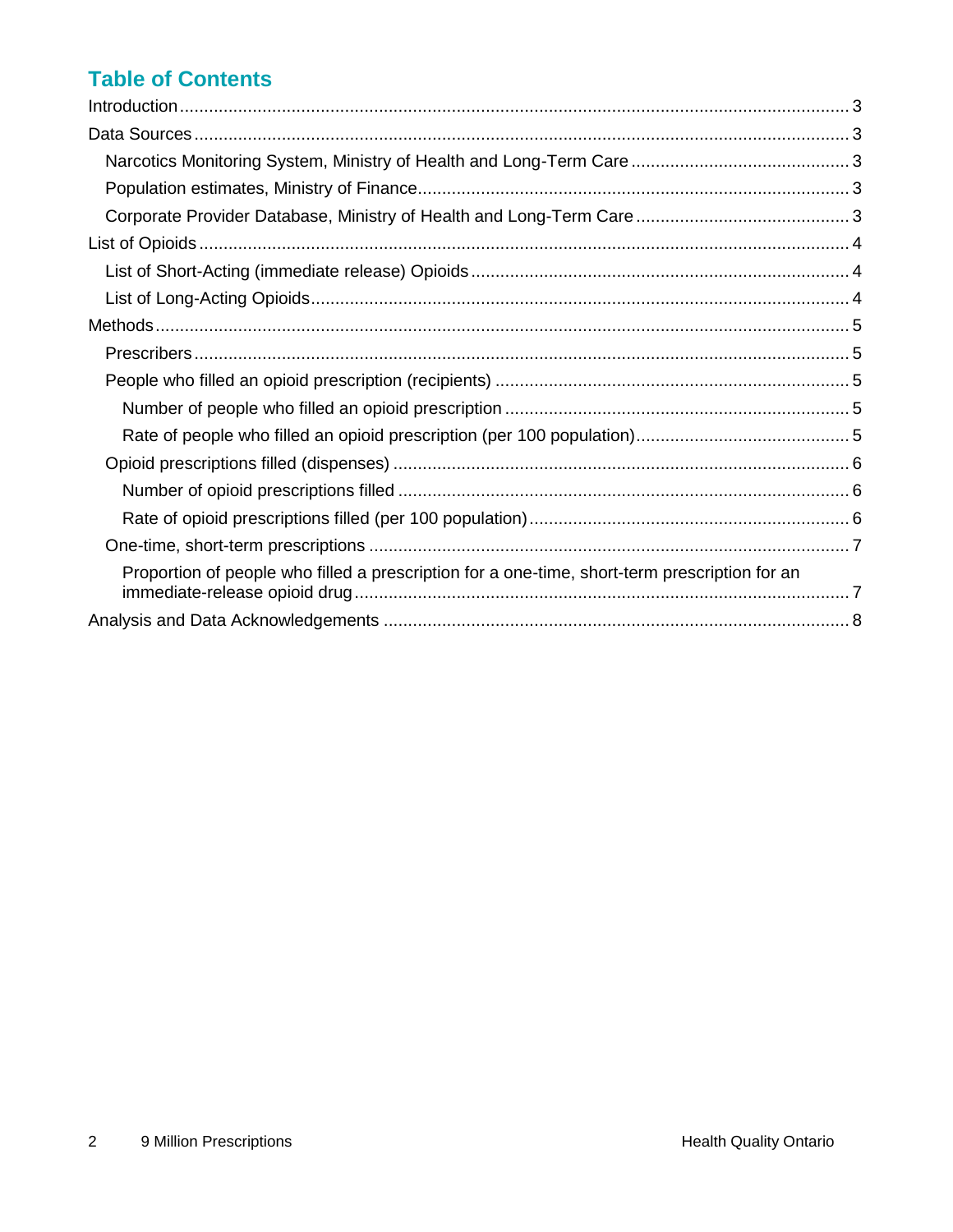## Table of Contents

- Introduction ... 3
- Data Sources ... 3
  - Narcotics Monitoring System, Ministry of Health and Long-Term Care ... 3
  - Population estimates, Ministry of Finance ... 3
  - Corporate Provider Database, Ministry of Health and Long-Term Care ... 3
- List of Opioids ... 4
  - List of Short-Acting (immediate release) Opioids ... 4
  - List of Long-Acting Opioids ... 4
- Methods ... 5
  - Prescribers ... 5
  - People who filled an opioid prescription (recipients) ... 5
    - Number of people who filled an opioid prescription ... 5
    - Rate of people who filled an opioid prescription (per 100 population) ... 5
  - Opioid prescriptions filled (dispenses) ... 6
    - Number of opioid prescriptions filled ... 6
    - Rate of opioid prescriptions filled (per 100 population) ... 6
  - One-time, short-term prescriptions ... 7
    - Proportion of people who filled a prescription for a one-time, short-term prescription for an immediate-release opioid drug ... 7
- Analysis and Data Acknowledgements ... 8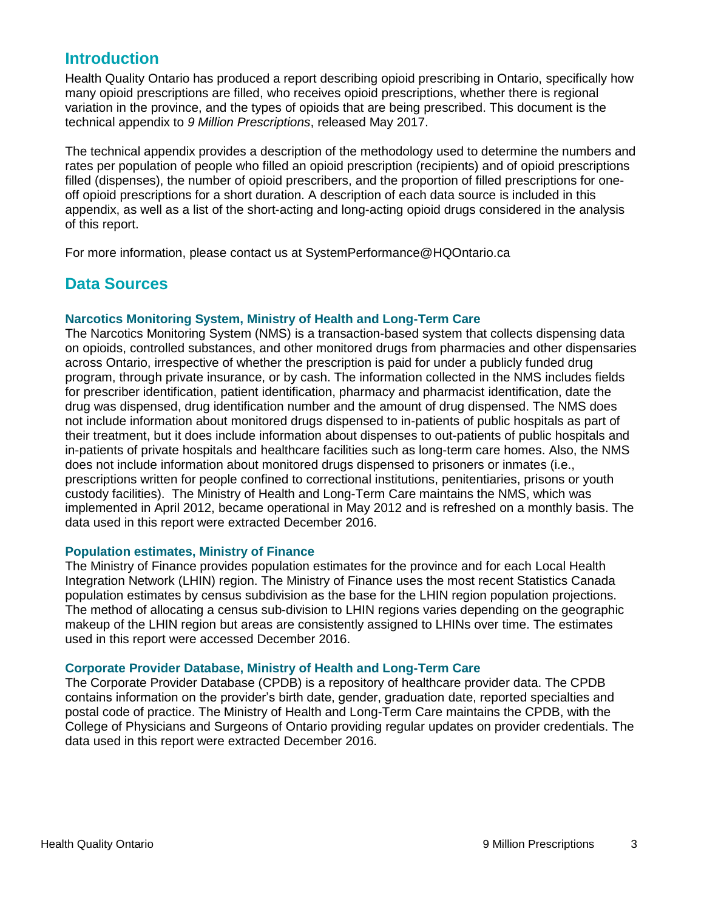## Introduction

Health Quality Ontario has produced a report describing opioid prescribing in Ontario, specifically how many opioid prescriptions are filled, who receives opioid prescriptions, whether there is regional variation in the province, and the types of opioids that are being prescribed. This document is the technical appendix to *9 Million Prescriptions*, released May 2017.

The technical appendix provides a description of the methodology used to determine the numbers and rates per population of people who filled an opioid prescription (recipients) and of opioid prescriptions filled (dispenses), the number of opioid prescribers, and the proportion of filled prescriptions for one-off opioid prescriptions for a short duration. A description of each data source is included in this appendix, as well as a list of the short-acting and long-acting opioid drugs considered in the analysis of this report.

For more information, please contact us at SystemPerformance@HQOntario.ca

## Data Sources

### Narcotics Monitoring System, Ministry of Health and Long-Term Care

The Narcotics Monitoring System (NMS) is a transaction-based system that collects dispensing data on opioids, controlled substances, and other monitored drugs from pharmacies and other dispensaries across Ontario, irrespective of whether the prescription is paid for under a publicly funded drug program, through private insurance, or by cash. The information collected in the NMS includes fields for prescriber identification, patient identification, pharmacy and pharmacist identification, date the drug was dispensed, drug identification number and the amount of drug dispensed. The NMS does not include information about monitored drugs dispensed to in-patients of public hospitals as part of their treatment, but it does include information about dispenses to out-patients of public hospitals and in-patients of private hospitals and healthcare facilities such as long-term care homes. Also, the NMS does not include information about monitored drugs dispensed to prisoners or inmates (i.e., prescriptions written for people confined to correctional institutions, penitentiaries, prisons or youth custody facilities). The Ministry of Health and Long-Term Care maintains the NMS, which was implemented in April 2012, became operational in May 2012 and is refreshed on a monthly basis. The data used in this report were extracted December 2016.

### Population estimates, Ministry of Finance

The Ministry of Finance provides population estimates for the province and for each Local Health Integration Network (LHIN) region. The Ministry of Finance uses the most recent Statistics Canada population estimates by census subdivision as the base for the LHIN region population projections. The method of allocating a census sub-division to LHIN regions varies depending on the geographic makeup of the LHIN region but areas are consistently assigned to LHINs over time. The estimates used in this report were accessed December 2016.

### Corporate Provider Database, Ministry of Health and Long-Term Care

The Corporate Provider Database (CPDB) is a repository of healthcare provider data. The CPDB contains information on the provider's birth date, gender, graduation date, reported specialties and postal code of practice. The Ministry of Health and Long-Term Care maintains the CPDB, with the College of Physicians and Surgeons of Ontario providing regular updates on provider credentials. The data used in this report were extracted December 2016.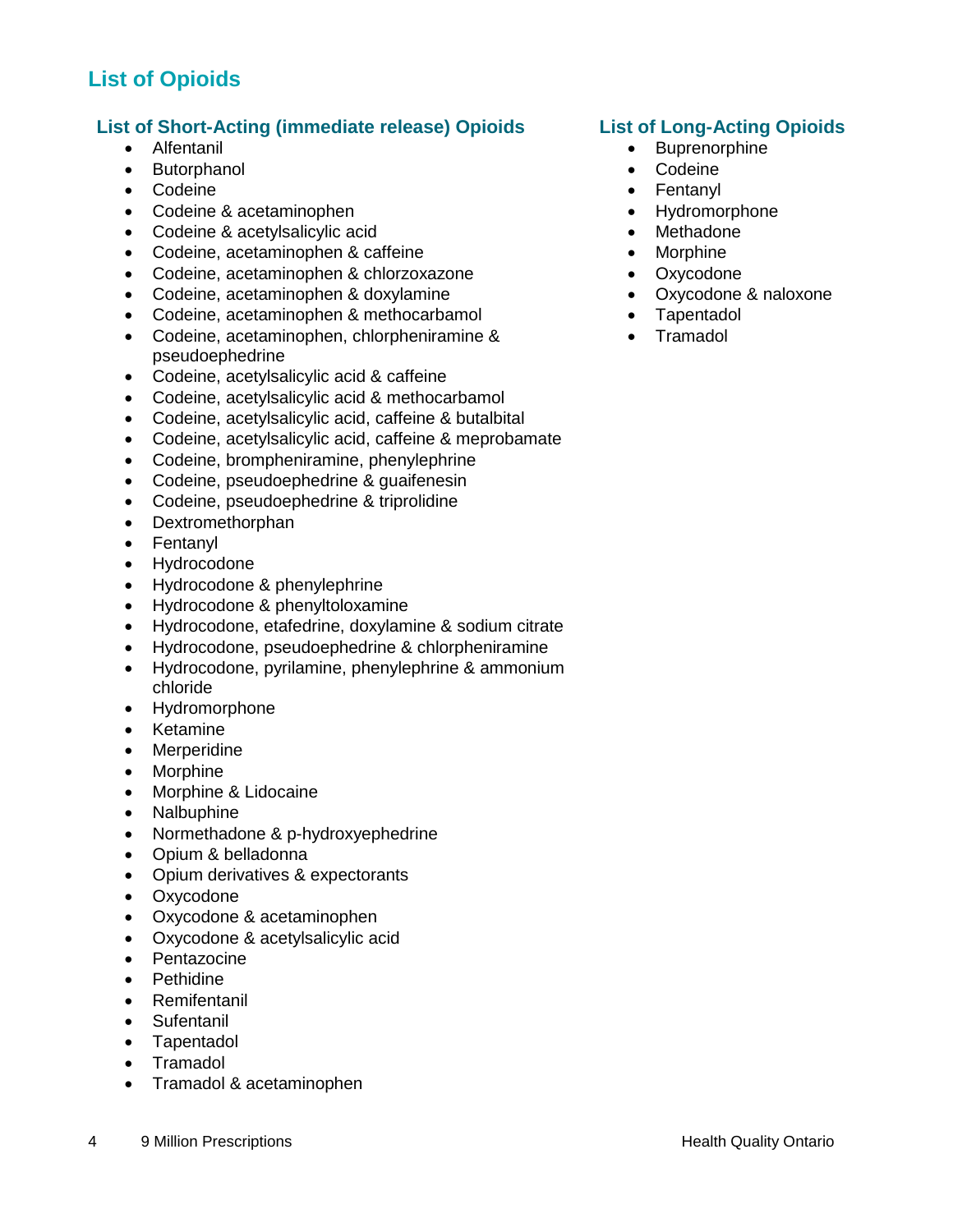# List of Opioids

## List of Short-Acting (immediate release) Opioids

- Alfentanil
- Butorphanol
- Codeine
- Codeine & acetaminophen
- Codeine & acetylsalicylic acid
- Codeine, acetaminophen & caffeine
- Codeine, acetaminophen & chlorzoxazone
- Codeine, acetaminophen & doxylamine
- Codeine, acetaminophen & methocarbamol
- Codeine, acetaminophen, chlorpheniramine & pseudoephedrine
- Codeine, acetylsalicylic acid & caffeine
- Codeine, acetylsalicylic acid & methocarbamol
- Codeine, acetylsalicylic acid, caffeine & butalbital
- Codeine, acetylsalicylic acid, caffeine & meprobamate
- Codeine, brompheniramine, phenylephrine
- Codeine, pseudoephedrine & guaifenesin
- Codeine, pseudoephedrine & triprolidine
- Dextromethorphan
- Fentanyl
- Hydrocodone
- Hydrocodone & phenylephrine
- Hydrocodone & phenyltoloxamine
- Hydrocodone, etafedrine, doxylamine & sodium citrate
- Hydrocodone, pseudoephedrine & chlorpheniramine
- Hydrocodone, pyrilamine, phenylephrine & ammonium chloride
- Hydromorphone
- Ketamine
- Merperidine
- Morphine
- Morphine & Lidocaine
- Nalbuphine
- Normethadone & p-hydroxyephedrine
- Opium & belladonna
- Opium derivatives & expectorants
- Oxycodone
- Oxycodone & acetaminophen
- Oxycodone & acetylsalicylic acid
- Pentazocine
- Pethidine
- Remifentanil
- Sufentanil
- Tapentadol
- Tramadol
- Tramadol & acetaminophen

## List of Long-Acting Opioids

- Buprenorphine
- Codeine
- Fentanyl
- Hydromorphone
- Methadone
- Morphine
- Oxycodone
- Oxycodone & naloxone
- Tapentadol
- Tramadol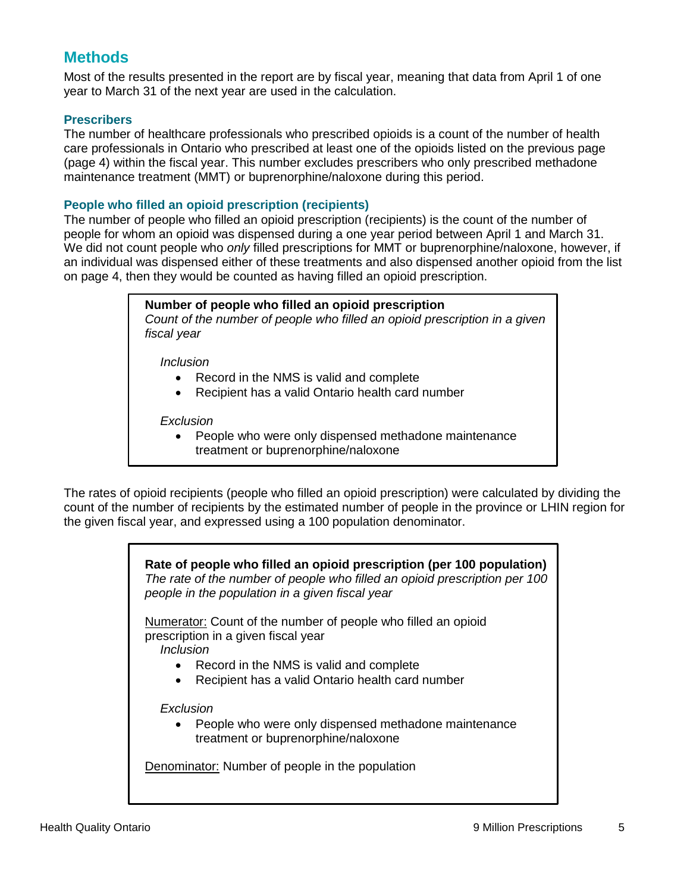## Methods

Most of the results presented in the report are by fiscal year, meaning that data from April 1 of one year to March 31 of the next year are used in the calculation.

### Prescribers

The number of healthcare professionals who prescribed opioids is a count of the number of health care professionals in Ontario who prescribed at least one of the opioids listed on the previous page (page 4) within the fiscal year. This number excludes prescribers who only prescribed methadone maintenance treatment (MMT) or buprenorphine/naloxone during this period.

### People who filled an opioid prescription (recipients)

The number of people who filled an opioid prescription (recipients) is the count of the number of people for whom an opioid was dispensed during a one year period between April 1 and March 31. We did not count people who *only* filled prescriptions for MMT or buprenorphine/naloxone, however, if an individual was dispensed either of these treatments and also dispensed another opioid from the list on page 4, then they would be counted as having filled an opioid prescription.

**Number of people who filled an opioid prescription**
*Count of the number of people who filled an opioid prescription in a given fiscal year*

*Inclusion*

- Record in the NMS is valid and complete
- Recipient has a valid Ontario health card number

*Exclusion*

- People who were only dispensed methadone maintenance treatment or buprenorphine/naloxone

The rates of opioid recipients (people who filled an opioid prescription) were calculated by dividing the count of the number of recipients by the estimated number of people in the province or LHIN region for the given fiscal year, and expressed using a 100 population denominator.

**Rate of people who filled an opioid prescription (per 100 population)**
*The rate of the number of people who filled an opioid prescription per 100 people in the population in a given fiscal year*

Numerator: Count of the number of people who filled an opioid prescription in a given fiscal year

*Inclusion*

- Record in the NMS is valid and complete
- Recipient has a valid Ontario health card number

*Exclusion*

- People who were only dispensed methadone maintenance treatment or buprenorphine/naloxone

Denominator: Number of people in the population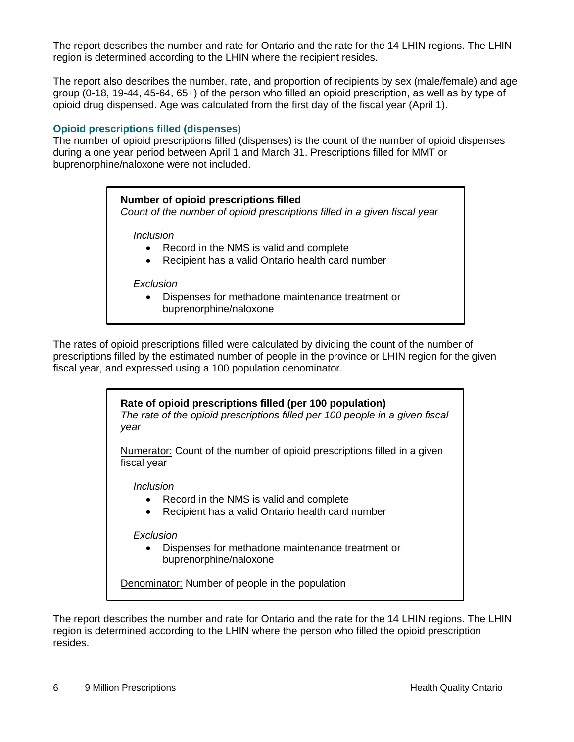The report describes the number and rate for Ontario and the rate for the 14 LHIN regions. The LHIN region is determined according to the LHIN where the recipient resides.

The report also describes the number, rate, and proportion of recipients by sex (male/female) and age group (0-18, 19-44, 45-64, 65+) of the person who filled an opioid prescription, as well as by type of opioid drug dispensed. Age was calculated from the first day of the fiscal year (April 1).

### Opioid prescriptions filled (dispenses)

The number of opioid prescriptions filled (dispenses) is the count of the number of opioid dispenses during a one year period between April 1 and March 31. Prescriptions filled for MMT or buprenorphine/naloxone were not included.

> **Number of opioid prescriptions filled**
> *Count of the number of opioid prescriptions filled in a given fiscal year*
>
> *Inclusion*
> - Record in the NMS is valid and complete
> - Recipient has a valid Ontario health card number
>
> *Exclusion*
> - Dispenses for methadone maintenance treatment or buprenorphine/naloxone

The rates of opioid prescriptions filled were calculated by dividing the count of the number of prescriptions filled by the estimated number of people in the province or LHIN region for the given fiscal year, and expressed using a 100 population denominator.

> **Rate of opioid prescriptions filled (per 100 population)**
> *The rate of the opioid prescriptions filled per 100 people in a given fiscal year*
>
> Numerator: Count of the number of opioid prescriptions filled in a given fiscal year
>
> *Inclusion*
> - Record in the NMS is valid and complete
> - Recipient has a valid Ontario health card number
>
> *Exclusion*
> - Dispenses for methadone maintenance treatment or buprenorphine/naloxone
>
> Denominator: Number of people in the population

The report describes the number and rate for Ontario and the rate for the 14 LHIN regions. The LHIN region is determined according to the LHIN where the person who filled the opioid prescription resides.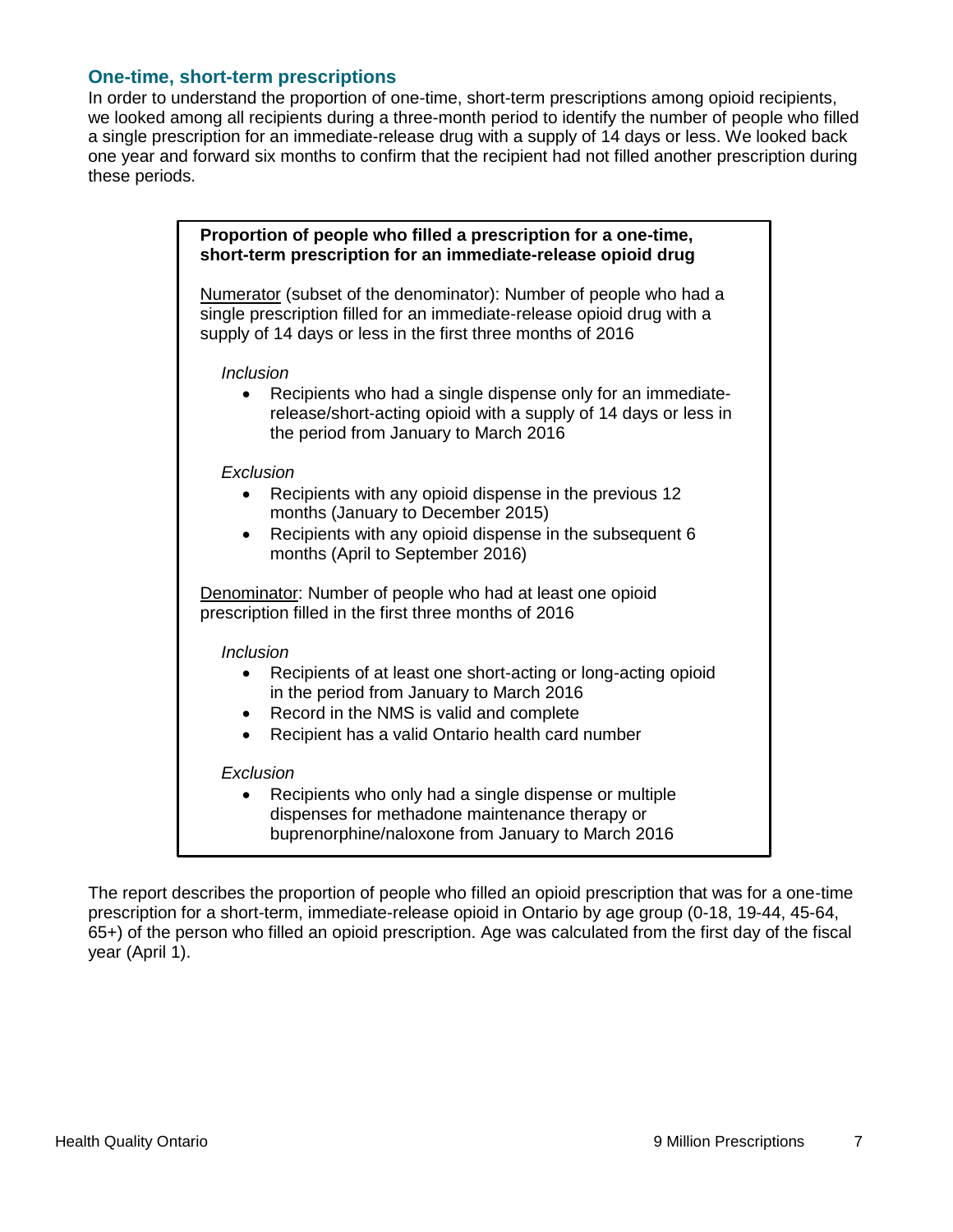### One-time, short-term prescriptions

In order to understand the proportion of one-time, short-term prescriptions among opioid recipients, we looked among all recipients during a three-month period to identify the number of people who filled a single prescription for an immediate-release drug with a supply of 14 days or less. We looked back one year and forward six months to confirm that the recipient had not filled another prescription during these periods.

**Proportion of people who filled a prescription for a one-time, short-term prescription for an immediate-release opioid drug**

Numerator (subset of the denominator): Number of people who had a single prescription filled for an immediate-release opioid drug with a supply of 14 days or less in the first three months of 2016

*Inclusion*

- Recipients who had a single dispense only for an immediate-release/short-acting opioid with a supply of 14 days or less in the period from January to March 2016

*Exclusion*

- Recipients with any opioid dispense in the previous 12 months (January to December 2015)
- Recipients with any opioid dispense in the subsequent 6 months (April to September 2016)

Denominator: Number of people who had at least one opioid prescription filled in the first three months of 2016

*Inclusion*

- Recipients of at least one short-acting or long-acting opioid in the period from January to March 2016
- Record in the NMS is valid and complete
- Recipient has a valid Ontario health card number

*Exclusion*

- Recipients who only had a single dispense or multiple dispenses for methadone maintenance therapy or buprenorphine/naloxone from January to March 2016

The report describes the proportion of people who filled an opioid prescription that was for a one-time prescription for a short-term, immediate-release opioid in Ontario by age group (0-18, 19-44, 45-64, 65+) of the person who filled an opioid prescription. Age was calculated from the first day of the fiscal year (April 1).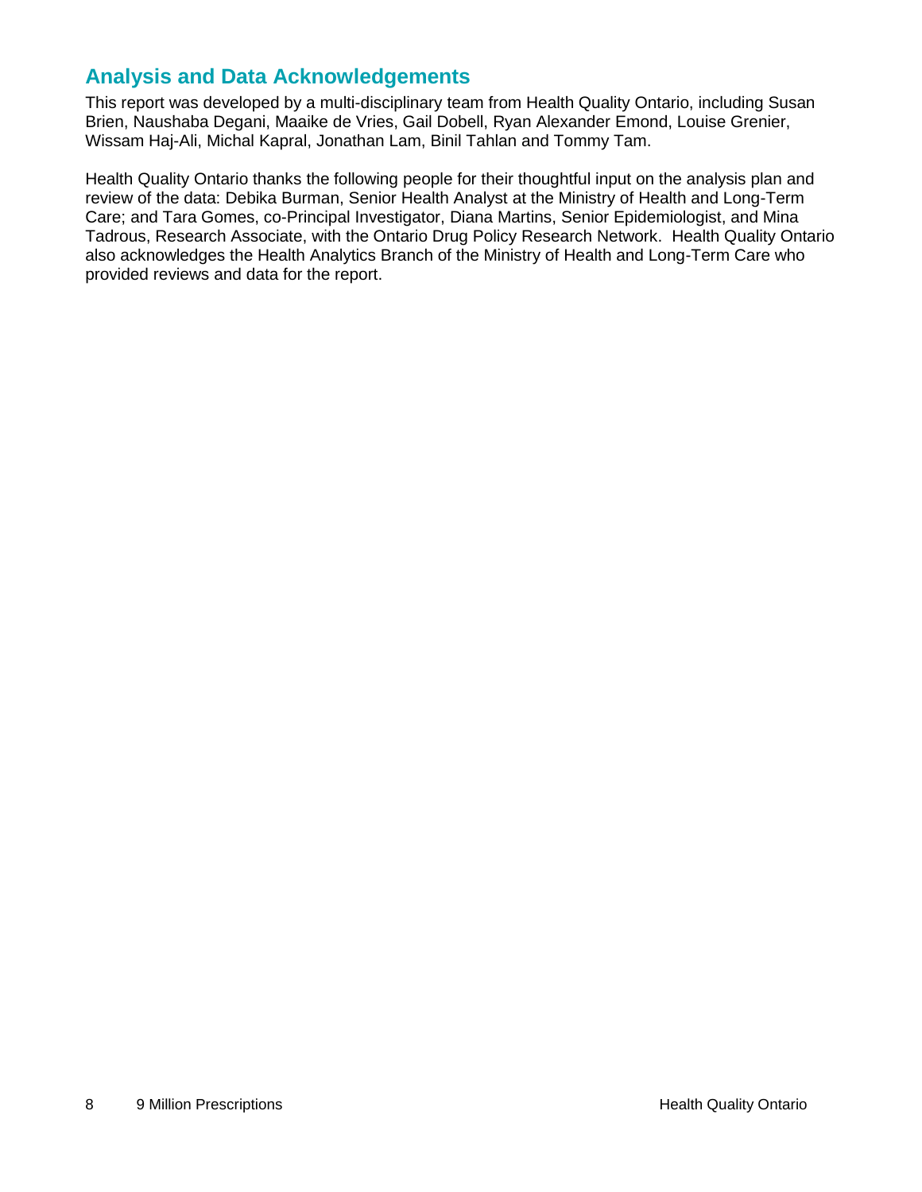## Analysis and Data Acknowledgements

This report was developed by a multi-disciplinary team from Health Quality Ontario, including Susan Brien, Naushaba Degani, Maaike de Vries, Gail Dobell, Ryan Alexander Emond, Louise Grenier, Wissam Haj-Ali, Michal Kapral, Jonathan Lam, Binil Tahlan and Tommy Tam.

Health Quality Ontario thanks the following people for their thoughtful input on the analysis plan and review of the data: Debika Burman, Senior Health Analyst at the Ministry of Health and Long-Term Care; and Tara Gomes, co-Principal Investigator, Diana Martins, Senior Epidemiologist, and Mina Tadrous, Research Associate, with the Ontario Drug Policy Research Network. Health Quality Ontario also acknowledges the Health Analytics Branch of the Ministry of Health and Long-Term Care who provided reviews and data for the report.